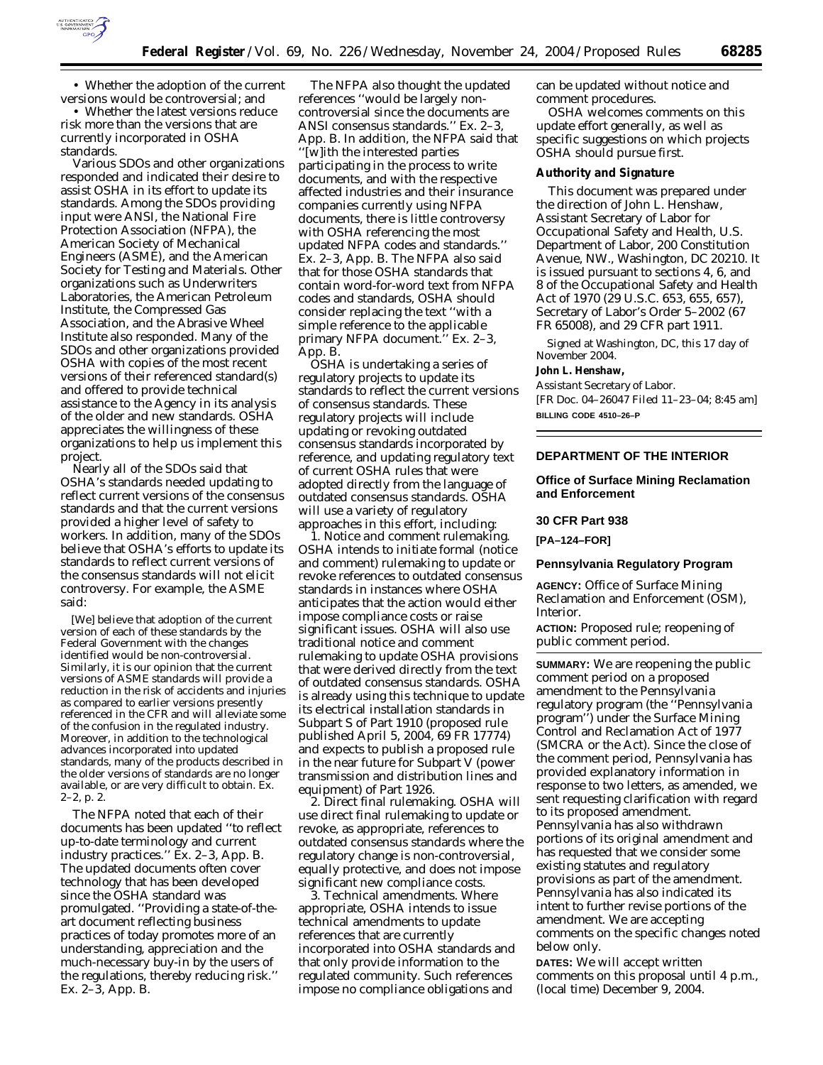• Whether the adoption of the current versions would be controversial; and

• Whether the latest versions reduce risk more than the versions that are currently incorporated in OSHA standards.

Various SDOs and other organizations responded and indicated their desire to assist OSHA in its effort to update its standards. Among the SDOs providing input were ANSI, the National Fire Protection Association (NFPA), the American Society of Mechanical Engineers (ASME), and the American Society for Testing and Materials. Other organizations such as Underwriters Laboratories, the American Petroleum Institute, the Compressed Gas Association, and the Abrasive Wheel Institute also responded. Many of the SDOs and other organizations provided OSHA with copies of the most recent versions of their referenced standard(s) and offered to provide technical assistance to the Agency in its analysis of the older and new standards. OSHA appreciates the willingness of these organizations to help us implement this project.

Nearly all of the SDOs said that OSHA's standards needed updating to reflect current versions of the consensus standards and that the current versions provided a higher level of safety to workers. In addition, many of the SDOs believe that OSHA's efforts to update its standards to reflect current versions of the consensus standards will not elicit controversy. For example, the ASME said:

> [We] believe that adoption of the current version of each of these standards by the Federal Government with the changes identified would be non-controversial. Similarly, it is our opinion that the current versions of ASME standards will provide a reduction in the risk of accidents and injuries as compared to earlier versions presently referenced in the CFR and will alleviate some of the confusion in the regulated industry. Moreover, in addition to the technological advances incorporated into updated standards, many of the products described in the older versions of standards are no longer available, or are very difficult to obtain. Ex. 2–2, p. 2.

The NFPA noted that each of their documents has been updated ''to reflect up-to-date terminology and current industry practices.'' Ex. 2–3, App. B. The updated documents often cover technology that has been developed since the OSHA standard was promulgated. ''Providing a state-of-the-art document reflecting business practices of today promotes more of an understanding, appreciation and the much-necessary buy-in by the users of the regulations, thereby reducing risk.'' Ex. 2–3, App. B.

The NFPA also thought the updated references ''would be largely non-controversial since the documents are ANSI consensus standards.'' Ex. 2–3, App. B. In addition, the NFPA said that ''[w]ith the interested parties participating in the process to write documents, and with the respective affected industries and their insurance companies currently using NFPA documents, there is little controversy with OSHA referencing the most updated NFPA codes and standards.'' Ex. 2–3, App. B. The NFPA also said that for those OSHA standards that contain word-for-word text from NFPA codes and standards, OSHA should consider replacing the text ''with a simple reference to the applicable primary NFPA document.'' Ex. 2–3, App. B.

OSHA is undertaking a series of regulatory projects to update its standards to reflect the current versions of consensus standards. These regulatory projects will include updating or revoking outdated consensus standards incorporated by reference, and updating regulatory text of current OSHA rules that were adopted directly from the language of outdated consensus standards. OSHA will use a variety of regulatory approaches in this effort, including:

1. *Notice and comment rulemaking.* OSHA intends to initiate formal (notice and comment) rulemaking to update or revoke references to outdated consensus standards in instances where OSHA anticipates that the action would either impose compliance costs or raise significant issues. OSHA will also use traditional notice and comment rulemaking to update OSHA provisions that were derived directly from the text of outdated consensus standards. OSHA is already using this technique to update its electrical installation standards in Subpart S of Part 1910 (proposed rule published April 5, 2004, 69 FR 17774) and expects to publish a proposed rule in the near future for Subpart V (power transmission and distribution lines and equipment) of Part 1926.

2. *Direct final rulemaking.* OSHA will use direct final rulemaking to update or revoke, as appropriate, references to outdated consensus standards where the regulatory change is non-controversial, equally protective, and does not impose significant new compliance costs.

3. *Technical amendments.* Where appropriate, OSHA intends to issue technical amendments to update references that are currently incorporated into OSHA standards and that only provide information to the regulated community. Such references impose no compliance obligations and can be updated without notice and comment procedures.

OSHA welcomes comments on this update effort generally, as well as specific suggestions on which projects OSHA should pursue first.

**Authority and Signature**

This document was prepared under the direction of John L. Henshaw, Assistant Secretary of Labor for Occupational Safety and Health, U.S. Department of Labor, 200 Constitution Avenue, NW., Washington, DC 20210. It is issued pursuant to sections 4, 6, and 8 of the Occupational Safety and Health Act of 1970 (29 U.S.C. 653, 655, 657), Secretary of Labor's Order 5–2002 (67 FR 65008), and 29 CFR part 1911.

Signed at Washington, DC, this 17 day of November 2004.

**John L. Henshaw,**

*Assistant Secretary of Labor.*

[FR Doc. 04–26047 Filed 11–23–04; 8:45 am]

**BILLING CODE 4510–26–P**

---

## DEPARTMENT OF THE INTERIOR

### Office of Surface Mining Reclamation and Enforcement

### 30 CFR Part 938

**[PA–124–FOR]**

### Pennsylvania Regulatory Program

**AGENCY:** Office of Surface Mining Reclamation and Enforcement (OSM), Interior.

**ACTION:** Proposed rule; reopening of public comment period.

**SUMMARY:** We are reopening the public comment period on a proposed amendment to the Pennsylvania regulatory program (the ''Pennsylvania program'') under the Surface Mining Control and Reclamation Act of 1977 (SMCRA or the Act). Since the close of the comment period, Pennsylvania has provided explanatory information in response to two letters, as amended, we sent requesting clarification with regard to its proposed amendment. Pennsylvania has also withdrawn portions of its original amendment and has requested that we consider some existing statutes and regulatory provisions as part of the amendment. Pennsylvania has also indicated its intent to further revise portions of the amendment. We are accepting comments on the specific changes noted below only.

**DATES:** We will accept written comments on this proposal until 4 p.m., (local time) December 9, 2004.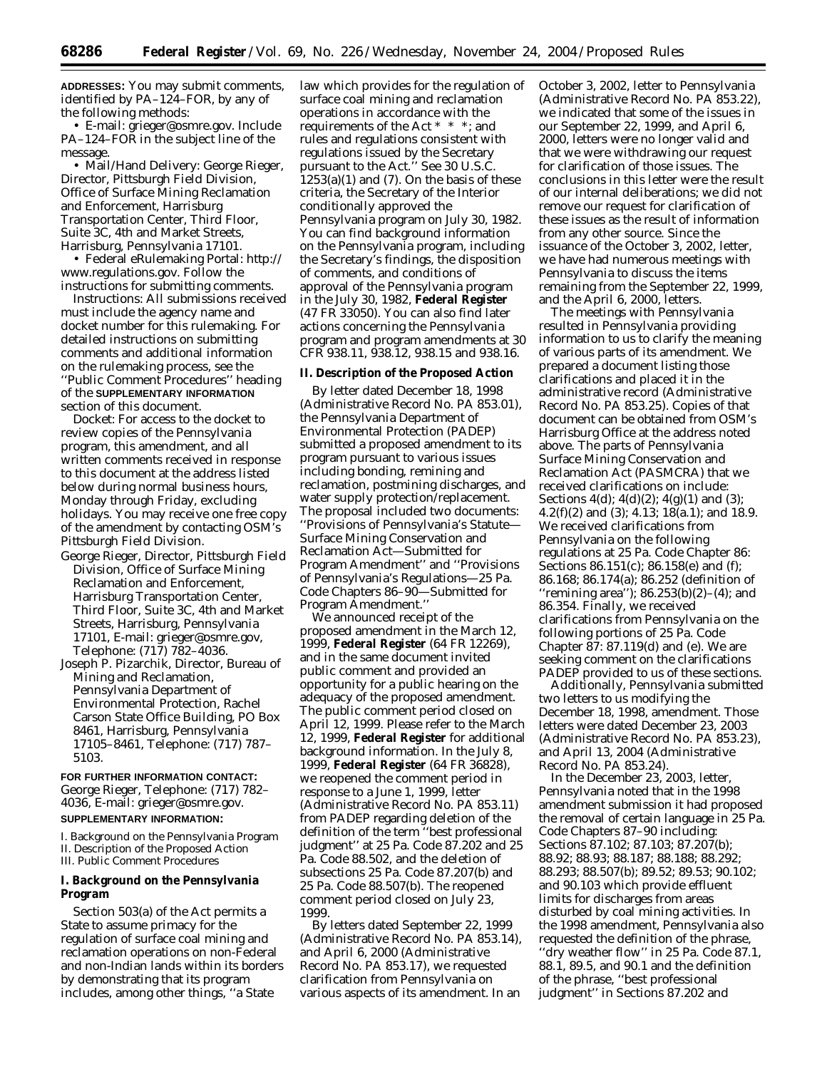**ADDRESSES:** You may submit comments, identified by PA–124–FOR, by any of the following methods:

• E-mail: grieger@osmre.gov. Include PA–124–FOR in the subject line of the message.

• Mail/Hand Delivery: George Rieger, Director, Pittsburgh Field Division, Office of Surface Mining Reclamation and Enforcement, Harrisburg Transportation Center, Third Floor, Suite 3C, 4th and Market Streets, Harrisburg, Pennsylvania 17101.

• Federal eRulemaking Portal: http://www.regulations.gov. Follow the instructions for submitting comments.

*Instructions:* All submissions received must include the agency name and docket number for this rulemaking. For detailed instructions on submitting comments and additional information on the rulemaking process, see the ''Public Comment Procedures'' heading of the **SUPPLEMENTARY INFORMATION** section of this document.

*Docket:* For access to the docket to review copies of the Pennsylvania program, this amendment, and all written comments received in response to this document at the address listed below during normal business hours, Monday through Friday, excluding holidays. You may receive one free copy of the amendment by contacting OSM's Pittsburgh Field Division.

George Rieger, Director, Pittsburgh Field Division, Office of Surface Mining Reclamation and Enforcement, Harrisburg Transportation Center, Third Floor, Suite 3C, 4th and Market Streets, Harrisburg, Pennsylvania 17101, E-mail: grieger@osmre.gov, Telephone: (717) 782–4036.

Joseph P. Pizarchik, Director, Bureau of Mining and Reclamation, Pennsylvania Department of Environmental Protection, Rachel Carson State Office Building, PO Box 8461, Harrisburg, Pennsylvania 17105–8461, Telephone: (717) 787–5103.

**FOR FURTHER INFORMATION CONTACT:** George Rieger, Telephone: (717) 782–4036, E-mail: grieger@osmre.gov.

**SUPPLEMENTARY INFORMATION:**

I. Background on the Pennsylvania Program
II. Description of the Proposed Action
III. Public Comment Procedures

## I. Background on the Pennsylvania Program

Section 503(a) of the Act permits a State to assume primacy for the regulation of surface coal mining and reclamation operations on non-Federal and non-Indian lands within its borders by demonstrating that its program includes, among other things, ''a State law which provides for the regulation of surface coal mining and reclamation operations in accordance with the requirements of the Act * * *; and rules and regulations consistent with regulations issued by the Secretary pursuant to the Act.'' See 30 U.S.C. 1253(a)(1) and (7). On the basis of these criteria, the Secretary of the Interior conditionally approved the Pennsylvania program on July 30, 1982. You can find background information on the Pennsylvania program, including the Secretary's findings, the disposition of comments, and conditions of approval of the Pennsylvania program in the July 30, 1982, **Federal Register** (47 FR 33050). You can also find later actions concerning the Pennsylvania program and program amendments at 30 CFR 938.11, 938.12, 938.15 and 938.16.

## II. Description of the Proposed Action

By letter dated December 18, 1998 (Administrative Record No. PA 853.01), the Pennsylvania Department of Environmental Protection (PADEP) submitted a proposed amendment to its program pursuant to various issues including bonding, remining and reclamation, postmining discharges, and water supply protection/replacement. The proposal included two documents: ''Provisions of Pennsylvania's Statute—Surface Mining Conservation and Reclamation Act—Submitted for Program Amendment'' and ''Provisions of Pennsylvania's Regulations—25 Pa. Code Chapters 86–90—Submitted for Program Amendment.''

We announced receipt of the proposed amendment in the March 12, 1999, **Federal Register** (64 FR 12269), and in the same document invited public comment and provided an opportunity for a public hearing on the adequacy of the proposed amendment. The public comment period closed on April 12, 1999. Please refer to the March 12, 1999, **Federal Register** for additional background information. In the July 8, 1999, **Federal Register** (64 FR 36828), we reopened the comment period in response to a June 1, 1999, letter (Administrative Record No. PA 853.11) from PADEP regarding deletion of the definition of the term ''best professional judgment'' at 25 Pa. Code 87.202 and 25 Pa. Code 88.502, and the deletion of subsections 25 Pa. Code 87.207(b) and 25 Pa. Code 88.507(b). The reopened comment period closed on July 23, 1999.

By letters dated September 22, 1999 (Administrative Record No. PA 853.14), and April 6, 2000 (Administrative Record No. PA 853.17), we requested clarification from Pennsylvania on various aspects of its amendment. In an October 3, 2002, letter to Pennsylvania (Administrative Record No. PA 853.22), we indicated that some of the issues in our September 22, 1999, and April 6, 2000, letters were no longer valid and that we were withdrawing our request for clarification of those issues. The conclusions in this letter were the result of our internal deliberations; we did not remove our request for clarification of these issues as the result of information from any other source. Since the issuance of the October 3, 2002, letter, we have had numerous meetings with Pennsylvania to discuss the items remaining from the September 22, 1999, and the April 6, 2000, letters.

The meetings with Pennsylvania resulted in Pennsylvania providing information to us to clarify the meaning of various parts of its amendment. We prepared a document listing those clarifications and placed it in the administrative record (Administrative Record No. PA 853.25). Copies of that document can be obtained from OSM's Harrisburg Office at the address noted above. The parts of Pennsylvania Surface Mining Conservation and Reclamation Act (PASMCRA) that we received clarifications on include: Sections 4(d); 4(d)(2); 4(g)(1) and (3); 4.2(f)(2) and (3); 4.13; 18(a.1); and 18.9. We received clarifications from Pennsylvania on the following regulations at 25 Pa. Code Chapter 86: Sections 86.151(c); 86.158(e) and (f); 86.168; 86.174(a); 86.252 (definition of ''remining area''); 86.253(b)(2)–(4); and 86.354. Finally, we received clarifications from Pennsylvania on the following portions of 25 Pa. Code Chapter 87: 87.119(d) and (e). We are seeking comment on the clarifications PADEP provided to us of these sections.

Additionally, Pennsylvania submitted two letters to us modifying the December 18, 1998, amendment. Those letters were dated December 23, 2003 (Administrative Record No. PA 853.23), and April 13, 2004 (Administrative Record No. PA 853.24).

In the December 23, 2003, letter, Pennsylvania noted that in the 1998 amendment submission it had proposed the removal of certain language in 25 Pa. Code Chapters 87–90 including: Sections 87.102; 87.103; 87.207(b); 88.92; 88.93; 88.187; 88.188; 88.292; 88.293; 88.507(b); 89.52; 89.53; 90.102; and 90.103 which provide effluent limits for discharges from areas disturbed by coal mining activities. In the 1998 amendment, Pennsylvania also requested the definition of the phrase, ''dry weather flow'' in 25 Pa. Code 87.1, 88.1, 89.5, and 90.1 and the definition of the phrase, ''best professional judgment'' in Sections 87.202 and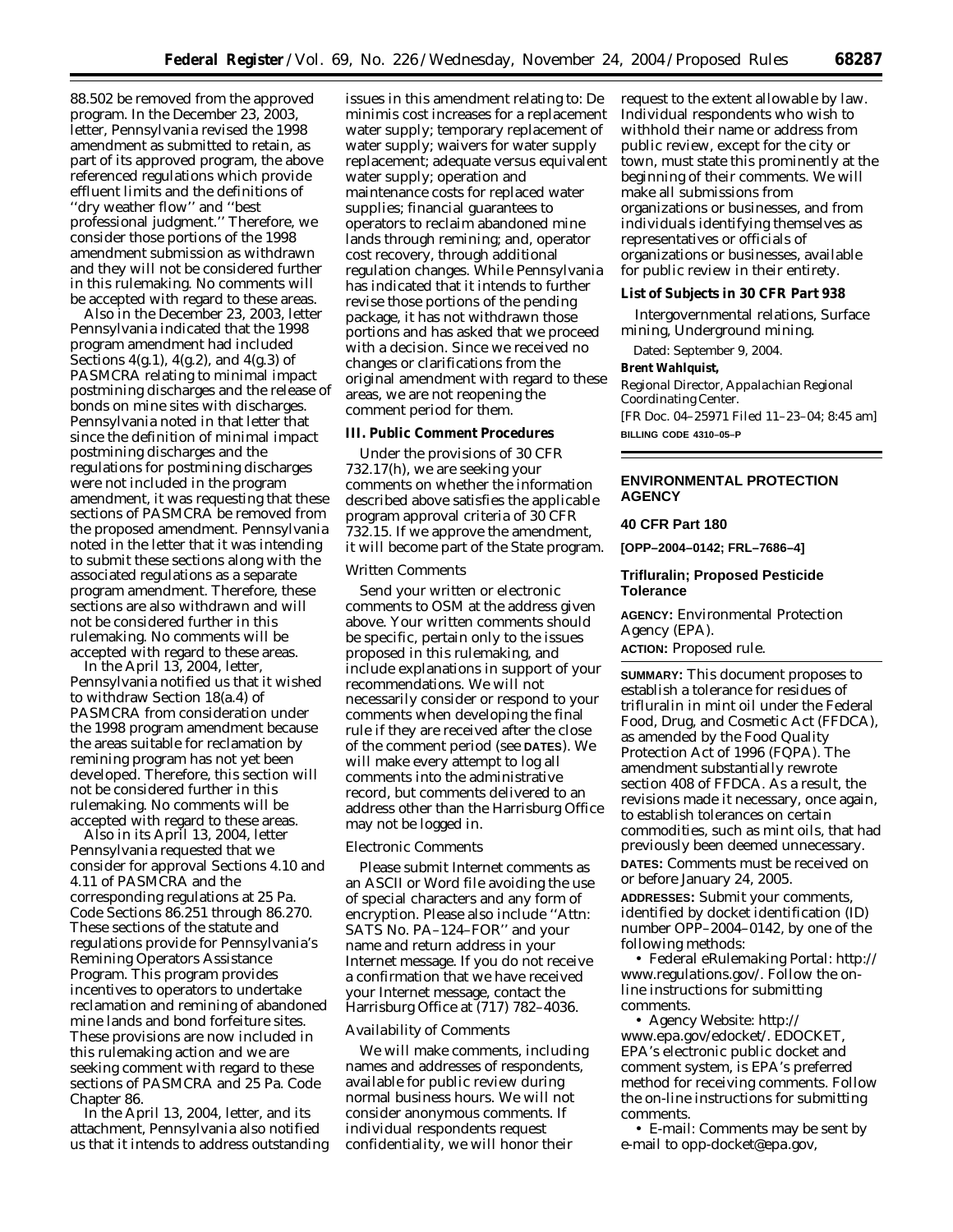88.502 be removed from the approved program. In the December 23, 2003, letter, Pennsylvania revised the 1998 amendment as submitted to retain, as part of its approved program, the above referenced regulations which provide effluent limits and the definitions of ''dry weather flow'' and ''best professional judgment.'' Therefore, we consider those portions of the 1998 amendment submission as withdrawn and they will not be considered further in this rulemaking. No comments will be accepted with regard to these areas.

Also in the December 23, 2003, letter Pennsylvania indicated that the 1998 program amendment had included Sections 4(g.1), 4(g.2), and 4(g.3) of PASMCRA relating to minimal impact postmining discharges and the release of bonds on mine sites with discharges. Pennsylvania noted in that letter that since the definition of minimal impact postmining discharges and the regulations for postmining discharges were not included in the program amendment, it was requesting that these sections of PASMCRA be removed from the proposed amendment. Pennsylvania noted in the letter that it was intending to submit these sections along with the associated regulations as a separate program amendment. Therefore, these sections are also withdrawn and will not be considered further in this rulemaking. No comments will be accepted with regard to these areas.

In the April 13, 2004, letter, Pennsylvania notified us that it wished to withdraw Section 18(a.4) of PASMCRA from consideration under the 1998 program amendment because the areas suitable for reclamation by remining program has not yet been developed. Therefore, this section will not be considered further in this rulemaking. No comments will be accepted with regard to these areas.

Also in its April 13, 2004, letter Pennsylvania requested that we consider for approval Sections 4.10 and 4.11 of PASMCRA and the corresponding regulations at 25 Pa. Code Sections 86.251 through 86.270. These sections of the statute and regulations provide for Pennsylvania's Remining Operators Assistance Program. This program provides incentives to operators to undertake reclamation and remining of abandoned mine lands and bond forfeiture sites. These provisions are now included in this rulemaking action and we are seeking comment with regard to these sections of PASMCRA and 25 Pa. Code Chapter 86.

In the April 13, 2004, letter, and its attachment, Pennsylvania also notified us that it intends to address outstanding issues in this amendment relating to: De minimis cost increases for a replacement water supply; temporary replacement of water supply; waivers for water supply replacement; adequate versus equivalent water supply; operation and maintenance costs for replaced water supplies; financial guarantees to operators to reclaim abandoned mine lands through remining; and, operator cost recovery, through additional regulation changes. While Pennsylvania has indicated that it intends to further revise those portions of the pending package, it has not withdrawn those portions and has asked that we proceed with a decision. Since we received no changes or clarifications from the original amendment with regard to these areas, we are not reopening the comment period for them.

## III. Public Comment Procedures

Under the provisions of 30 CFR 732.17(h), we are seeking your comments on whether the information described above satisfies the applicable program approval criteria of 30 CFR 732.15. If we approve the amendment, it will become part of the State program.

*Written Comments*

Send your written or electronic comments to OSM at the address given above. Your written comments should be specific, pertain only to the issues proposed in this rulemaking, and include explanations in support of your recommendations. We will not necessarily consider or respond to your comments when developing the final rule if they are received after the close of the comment period (see **DATES**). We will make every attempt to log all comments into the administrative record, but comments delivered to an address other than the Harrisburg Office may not be logged in.

*Electronic Comments*

Please submit Internet comments as an ASCII or Word file avoiding the use of special characters and any form of encryption. Please also include ''Attn: SATS No. PA–124–FOR'' and your name and return address in your Internet message. If you do not receive a confirmation that we have received your Internet message, contact the Harrisburg Office at (717) 782–4036.

*Availability of Comments*

We will make comments, including names and addresses of respondents, available for public review during normal business hours. We will not consider anonymous comments. If individual respondents request confidentiality, we will honor their request to the extent allowable by law. Individual respondents who wish to withhold their name or address from public review, except for the city or town, must state this prominently at the beginning of their comments. We will make all submissions from organizations or businesses, and from individuals identifying themselves as representatives or officials of organizations or businesses, available for public review in their entirety.

**List of Subjects in 30 CFR Part 938**

Intergovernmental relations, Surface mining, Underground mining.

Dated: September 9, 2004.

**Brent Wahlquist,**

*Regional Director, Appalachian Regional Coordinating Center.*

[FR Doc. 04–25971 Filed 11–23–04; 8:45 am]

**BILLING CODE 4310–05–P**

---

## ENVIRONMENTAL PROTECTION AGENCY

### 40 CFR Part 180

**[OPP–2004–0142; FRL–7686–4]**

### Trifluralin; Proposed Pesticide Tolerance

**AGENCY:** Environmental Protection Agency (EPA).

**ACTION:** Proposed rule.

**SUMMARY:** This document proposes to establish a tolerance for residues of trifluralin in mint oil under the Federal Food, Drug, and Cosmetic Act (FFDCA), as amended by the Food Quality Protection Act of 1996 (FQPA). The amendment substantially rewrote section 408 of FFDCA. As a result, the revisions made it necessary, once again, to establish tolerances on certain commodities, such as mint oils, that had previously been deemed unnecessary.

**DATES:** Comments must be received on or before January 24, 2005.

**ADDRESSES:** Submit your comments, identified by docket identification (ID) number OPP–2004–0142, by one of the following methods:

- Federal eRulemaking Portal: *http://www.regulations.gov/.* Follow the on-line instructions for submitting comments.
- Agency Website: *http://www.epa.gov/edocket/.* EDOCKET, EPA's electronic public docket and comment system, is EPA's preferred method for receiving comments. Follow the on-line instructions for submitting comments.
- E-mail: Comments may be sent by e-mail to *opp-docket@epa.gov,*